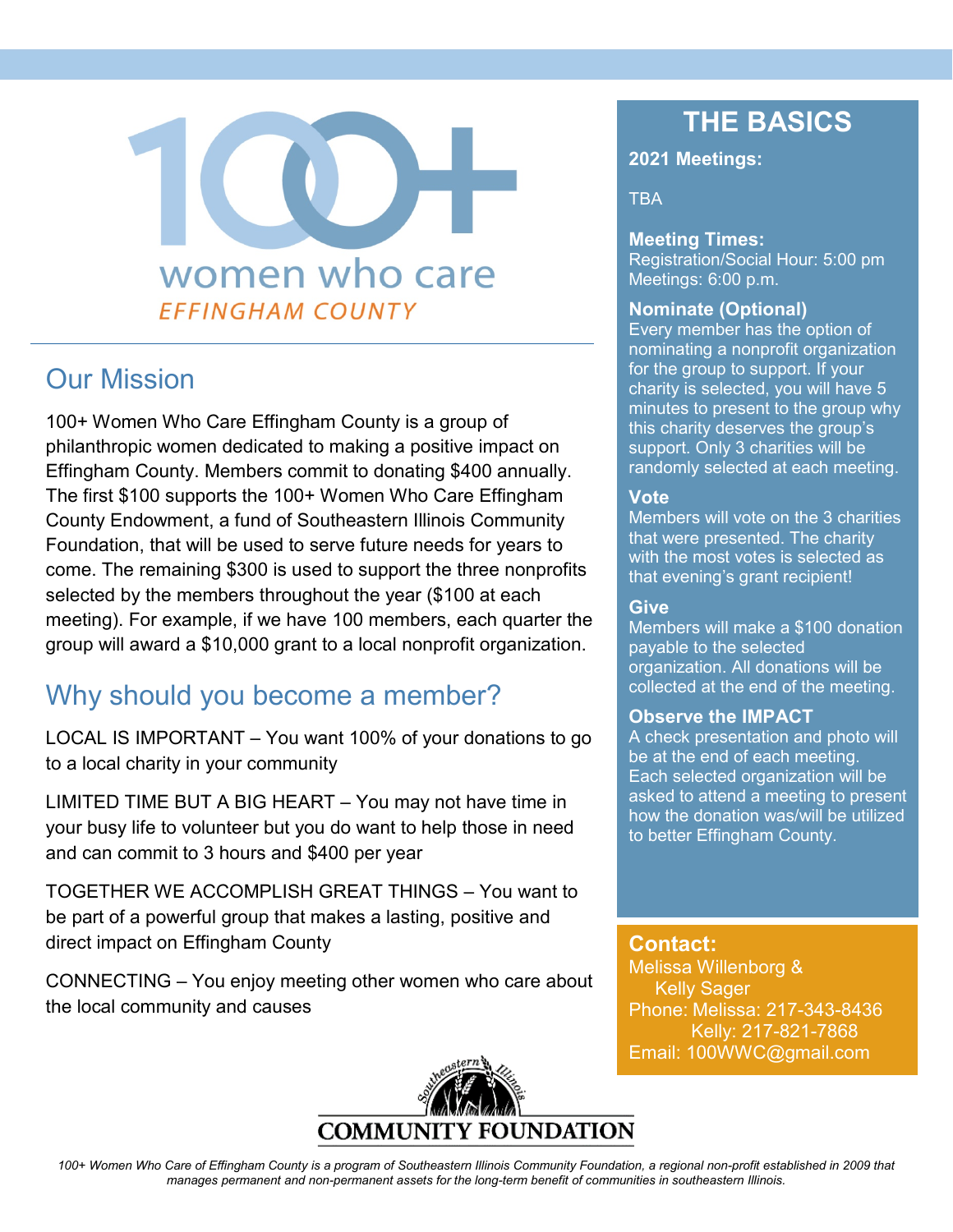# 100+ women who care

## EFFINGHAM COUNTY

## Our Mission

100+ Women Who Care Effingham County is a group of philanthropic women dedicated to making a positive impact on Effingham County. Members commit to donating $400 annually. The first $100 supports the 100+ Women Who Care Effingham County Endowment, a fund of Southeastern Illinois Community Foundation, that will be used to serve future needs for years to come. The remaining $300 is used to support the three nonprofits selected by the members throughout the year ($100 at each meeting). For example, if we have 100 members, each quarter the group will award a $10,000 grant to a local nonprofit organization.

## Why should you become a member?

LOCAL IS IMPORTANT – You want 100% of your donations to go to a local charity in your community

LIMITED TIME BUT A BIG HEART – You may not have time in your busy life to volunteer but you do want to help those in need and can commit to 3 hours and $400 per year

TOGETHER WE ACCOMPLISH GREAT THINGS – You want to be part of a powerful group that makes a lasting, positive and direct impact on Effingham County

CONNECTING – You enjoy meeting other women who care about the local community and causes

## THE BASICS

**2021 Meetings:**

TBA

**Meeting Times:**
Registration/Social Hour: 5:00 pm
Meetings: 6:00 p.m.

**Nominate (Optional)**
Every member has the option of nominating a nonprofit organization for the group to support. If your charity is selected, you will have 5 minutes to present to the group why this charity deserves the group's support. Only 3 charities will be randomly selected at each meeting.

**Vote**
Members will vote on the 3 charities that were presented. The charity with the most votes is selected as that evening's grant recipient!

**Give**
Members will make a $100 donation payable to the selected organization. All donations will be collected at the end of the meeting.

**Observe the IMPACT**
A check presentation and photo will be at the end of each meeting. Each selected organization will be asked to attend a meeting to present how the donation was/will be utilized to better Effingham County.

**Contact:**
Melissa Willenborg &
Kelly Sager
Phone: Melissa: 217-343-8436
Kelly: 217-821-7868
Email: 100WWC@gmail.com

Southeastern Illinois COMMUNITY FOUNDATION

*100+ Women Who Care of Effingham County is a program of Southeastern Illinois Community Foundation, a regional non-profit established in 2009 that manages permanent and non-permanent assets for the long-term benefit of communities in southeastern Illinois.*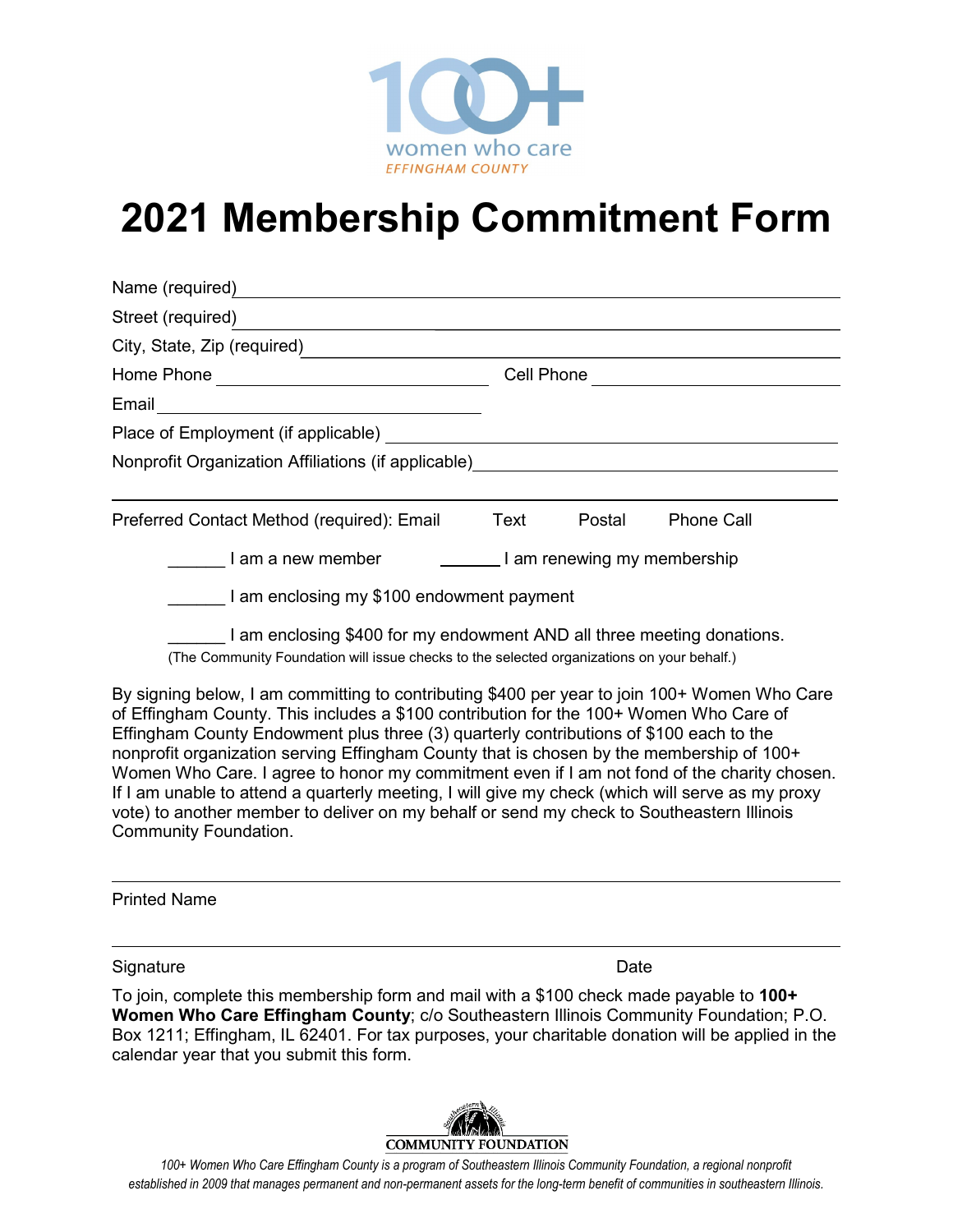100+ women who care
EFFINGHAM COUNTY

# 2021 Membership Commitment Form

Name (required) ____________________________________________

Street (required) ____________________________________________

City, State, Zip (required) ____________________________________________

Home Phone ______________________ Cell Phone ______________________

Email ______________________

Place of Employment (if applicable) ______________________

Nonprofit Organization Affiliations (if applicable) ______________________

______________________________________________________________

Preferred Contact Method (required): Email Text Postal Phone Call

______ I am a new member ______ I am renewing my membership

______ I am enclosing my $100 endowment payment

______ I am enclosing $400 for my endowment AND all three meeting donations.
(The Community Foundation will issue checks to the selected organizations on your behalf.)

By signing below, I am committing to contributing $400 per year to join 100+ Women Who Care of Effingham County. This includes a $100 contribution for the 100+ Women Who Care of Effingham County Endowment plus three (3) quarterly contributions of $100 each to the nonprofit organization serving Effingham County that is chosen by the membership of 100+ Women Who Care. I agree to honor my commitment even if I am not fond of the charity chosen. If I am unable to attend a quarterly meeting, I will give my check (which will serve as my proxy vote) to another member to deliver on my behalf or send my check to Southeastern Illinois Community Foundation.

______________________________________________________________

Printed Name

______________________________________________________________

Signature Date

To join, complete this membership form and mail with a $100 check made payable to **100+ Women Who Care Effingham County**; c/o Southeastern Illinois Community Foundation; P.O. Box 1211; Effingham, IL 62401. For tax purposes, your charitable donation will be applied in the calendar year that you submit this form.

Southeastern Illinois COMMUNITY FOUNDATION

*100+ Women Who Care Effingham County is a program of Southeastern Illinois Community Foundation, a regional nonprofit established in 2009 that manages permanent and non-permanent assets for the long-term benefit of communities in southeastern Illinois.*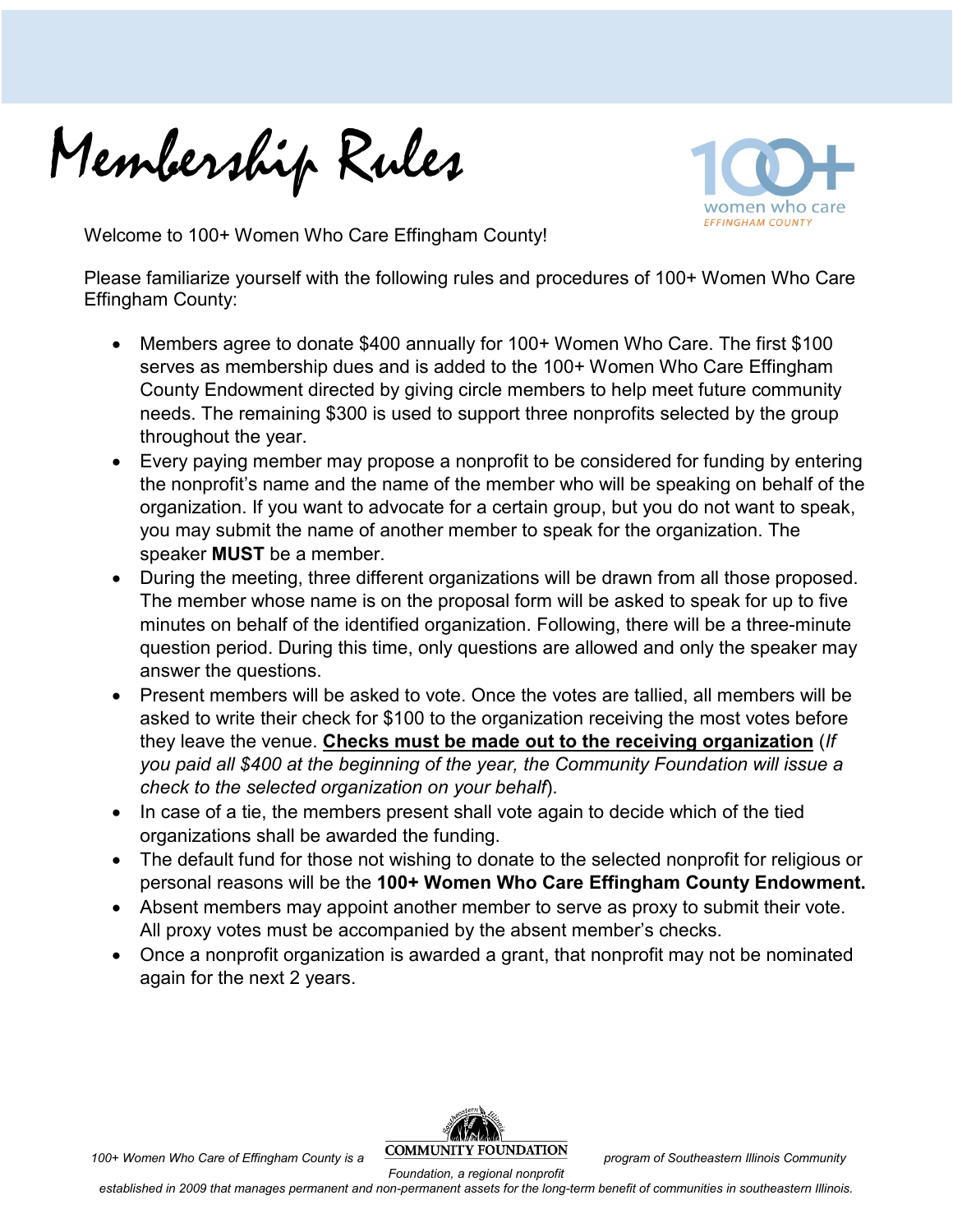# Membership Rules

100+ women who care
EFFINGHAM COUNTY

Welcome to 100+ Women Who Care Effingham County!

Please familiarize yourself with the following rules and procedures of 100+ Women Who Care Effingham County:

- Members agree to donate $400 annually for 100+ Women Who Care. The first $100 serves as membership dues and is added to the 100+ Women Who Care Effingham County Endowment directed by giving circle members to help meet future community needs. The remaining $300 is used to support three nonprofits selected by the group throughout the year.
- Every paying member may propose a nonprofit to be considered for funding by entering the nonprofit's name and the name of the member who will be speaking on behalf of the organization. If you want to advocate for a certain group, but you do not want to speak, you may submit the name of another member to speak for the organization. The speaker **MUST** be a member.
- During the meeting, three different organizations will be drawn from all those proposed. The member whose name is on the proposal form will be asked to speak for up to five minutes on behalf of the identified organization. Following, there will be a three-minute question period. During this time, only questions are allowed and only the speaker may answer the questions.
- Present members will be asked to vote. Once the votes are tallied, all members will be asked to write their check for $100 to the organization receiving the most votes before they leave the venue. **Checks must be made out to the receiving organization** (*If you paid all $400 at the beginning of the year, the Community Foundation will issue a check to the selected organization on your behalf*).
- In case of a tie, the members present shall vote again to decide which of the tied organizations shall be awarded the funding.
- The default fund for those not wishing to donate to the selected nonprofit for religious or personal reasons will be the **100+ Women Who Care Effingham County Endowment.**
- Absent members may appoint another member to serve as proxy to submit their vote. All proxy votes must be accompanied by the absent member's checks.
- Once a nonprofit organization is awarded a grant, that nonprofit may not be nominated again for the next 2 years.

*100+ Women Who Care of Effingham County is a program of Southeastern Illinois Community Foundation, a regional nonprofit established in 2009 that manages permanent and non-permanent assets for the long-term benefit of communities in southeastern Illinois.*

COMMUNITY FOUNDATION